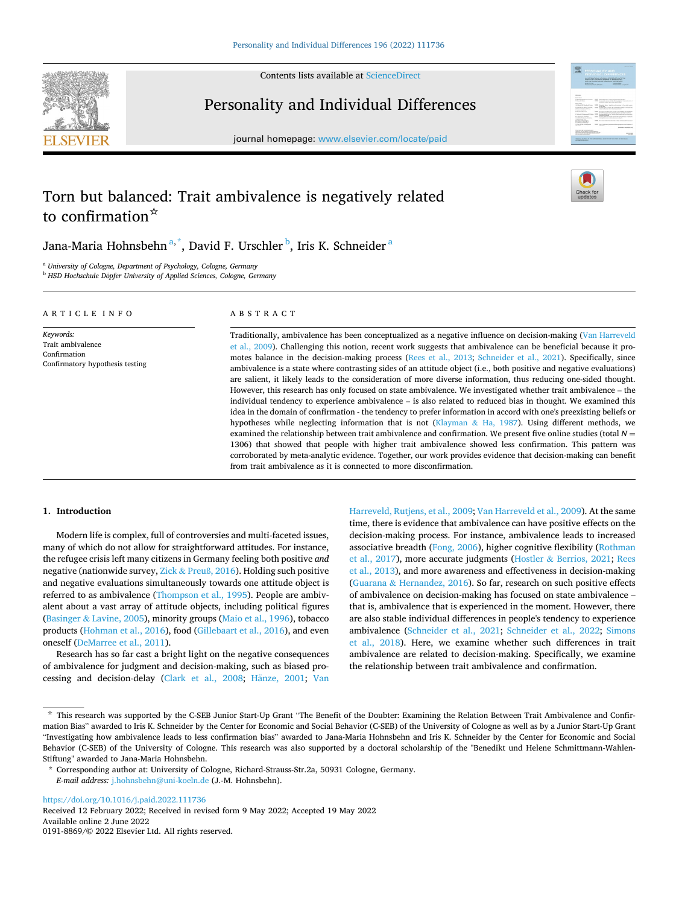# Torn but balanced: Trait ambivalence is negatively related to confirmation ☆

Jana-Maria Hohnsbehn [a,*], David F. Urschler [b], Iris K. Schneider [a]

[a] University of Cologne, Department of Psychology, Cologne, Germany

[b] HSD Hochschule Döpfer University of Applied Sciences, Cologne, Germany

## ARTICLE INFO

*Keywords:*
Trait ambivalence
Confirmation
Confirmatory hypothesis testing

## ABSTRACT

Traditionally, ambivalence has been conceptualized as a negative influence on decision-making (Van Harreveld et al., 2009). Challenging this notion, recent work suggests that ambivalence can be beneficial because it promotes balance in the decision-making process (Rees et al., 2013; Schneider et al., 2021). Specifically, since ambivalence is a state where contrasting sides of an attitude object (i.e., both positive and negative evaluations) are salient, it likely leads to the consideration of more diverse information, thus reducing one-sided thought. However, this research has only focused on state ambivalence. We investigated whether trait ambivalence – the individual tendency to experience ambivalence – is also related to reduced bias in thought. We examined this idea in the domain of confirmation - the tendency to prefer information in accord with one's preexisting beliefs or hypotheses while neglecting information that is not (Klayman & Ha, 1987). Using different methods, we examined the relationship between trait ambivalence and confirmation. We present five online studies (total $N$ = 1306) that showed that people with higher trait ambivalence showed less confirmation. This pattern was corroborated by meta-analytic evidence. Together, our work provides evidence that decision-making can benefit from trait ambivalence as it is connected to more disconfirmation.

## 1. Introduction

Modern life is complex, full of controversies and multi-faceted issues, many of which do not allow for straightforward attitudes. For instance, the refugee crisis left many citizens in Germany feeling both positive *and* negative (nationwide survey, Zick & Preuß, 2016). Holding such positive and negative evaluations simultaneously towards one attitude object is referred to as ambivalence (Thompson et al., 1995). People are ambivalent about a vast array of attitude objects, including political figures (Basinger & Lavine, 2005), minority groups (Maio et al., 1996), tobacco products (Hohman et al., 2016), food (Gillebaart et al., 2016), and even oneself (DeMarree et al., 2011).

Research has so far cast a bright light on the negative consequences of ambivalence for judgment and decision-making, such as biased processing and decision-delay (Clark et al., 2008; Hänze, 2001; Van Harreveld, Rutjens, et al., 2009; Van Harreveld et al., 2009). At the same time, there is evidence that ambivalence can have positive effects on the decision-making process. For instance, ambivalence leads to increased associative breadth (Fong, 2006), higher cognitive flexibility (Rothman et al., 2017), more accurate judgments (Hostler & Berrios, 2021; Rees et al., 2013), and more awareness and effectiveness in decision-making (Guarana & Hernandez, 2016). So far, research on such positive effects of ambivalence on decision-making has focused on state ambivalence – that is, ambivalence that is experienced in the moment. However, there are also stable individual differences in people's tendency to experience ambivalence (Schneider et al., 2021; Schneider et al., 2022; Simons et al., 2018). Here, we examine whether such differences in trait ambivalence are related to decision-making. Specifically, we examine the relationship between trait ambivalence and confirmation.

---

☆ This research was supported by the C-SEB Junior Start-Up Grant "The Benefit of the Doubter: Examining the Relation Between Trait Ambivalence and Confirmation Bias" awarded to Iris K. Schneider by the Center for Economic and Social Behavior (C-SEB) of the University of Cologne as well as by a Junior Start-Up Grant "Investigating how ambivalence leads to less confirmation bias" awarded to Jana-Maria Hohnsbehn and Iris K. Schneider by the Center for Economic and Social Behavior (C-SEB) of the University of Cologne. This research was also supported by a doctoral scholarship of the "Benedikt und Helene Schmittmann-Wahlen-Stiftung" awarded to Jana-Maria Hohnsbehn.

\* Corresponding author at: University of Cologne, Richard-Strauss-Str.2a, 50931 Cologne, Germany.
*E-mail address:* j.hohnsbehn@uni-koeln.de (J.-M. Hohnsbehn).

https://doi.org/10.1016/j.paid.2022.111736
Received 12 February 2022; Received in revised form 9 May 2022; Accepted 19 May 2022
Available online 2 June 2022
0191-8869/© 2022 Elsevier Ltd. All rights reserved.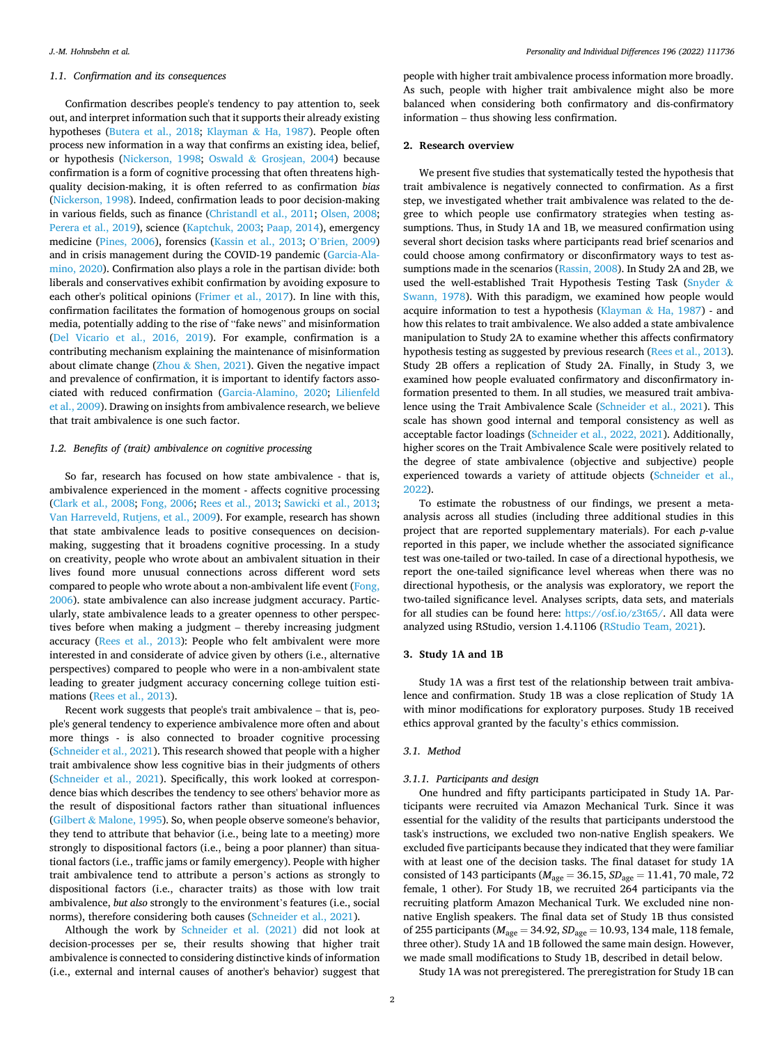### 1.1. Confirmation and its consequences

Confirmation describes people's tendency to pay attention to, seek out, and interpret information such that it supports their already existing hypotheses (Butera et al., 2018; Klayman & Ha, 1987). People often process new information in a way that confirms an existing idea, belief, or hypothesis (Nickerson, 1998; Oswald & Grosjean, 2004) because confirmation is a form of cognitive processing that often threatens high-quality decision-making, it is often referred to as confirmation *bias* (Nickerson, 1998). Indeed, confirmation leads to poor decision-making in various fields, such as finance (Christandl et al., 2011; Olsen, 2008; Perera et al., 2019), science (Kaptchuk, 2003; Paap, 2014), emergency medicine (Pines, 2006), forensics (Kassin et al., 2013; O'Brien, 2009) and in crisis management during the COVID-19 pandemic (Garcia-Alamino, 2020). Confirmation also plays a role in the partisan divide: both liberals and conservatives exhibit confirmation by avoiding exposure to each other's political opinions (Frimer et al., 2017). In line with this, confirmation facilitates the formation of homogenous groups on social media, potentially adding to the rise of "fake news" and misinformation (Del Vicario et al., 2016, 2019). For example, confirmation is a contributing mechanism explaining the maintenance of misinformation about climate change (Zhou & Shen, 2021). Given the negative impact and prevalence of confirmation, it is important to identify factors associated with reduced confirmation (Garcia-Alamino, 2020; Lilienfeld et al., 2009). Drawing on insights from ambivalence research, we believe that trait ambivalence is one such factor.

### 1.2. Benefits of (trait) ambivalence on cognitive processing

So far, research has focused on how state ambivalence - that is, ambivalence experienced in the moment - affects cognitive processing (Clark et al., 2008; Fong, 2006; Rees et al., 2013; Sawicki et al., 2013; Van Harreveld, Rutjens, et al., 2009). For example, research has shown that state ambivalence leads to positive consequences on decision-making, suggesting that it broadens cognitive processing. In a study on creativity, people who wrote about an ambivalent situation in their lives found more unusual connections across different word sets compared to people who wrote about a non-ambivalent life event (Fong, 2006). state ambivalence can also increase judgment accuracy. Particularly, state ambivalence leads to a greater openness to other perspectives before when making a judgment – thereby increasing judgment accuracy (Rees et al., 2013): People who felt ambivalent were more interested in and considerate of advice given by others (i.e., alternative perspectives) compared to people who were in a non-ambivalent state leading to greater judgment accuracy concerning college tuition estimations (Rees et al., 2013).

Recent work suggests that people's trait ambivalence – that is, people's general tendency to experience ambivalence more often and about more things - is also connected to broader cognitive processing (Schneider et al., 2021). This research showed that people with a higher trait ambivalence show less cognitive bias in their judgments of others (Schneider et al., 2021). Specifically, this work looked at correspondence bias which describes the tendency to see others' behavior more as the result of dispositional factors rather than situational influences (Gilbert & Malone, 1995). So, when people observe someone's behavior, they tend to attribute that behavior (i.e., being late to a meeting) more strongly to dispositional factors (i.e., being a poor planner) than situational factors (i.e., traffic jams or family emergency). People with higher trait ambivalence tend to attribute a person's actions as strongly to dispositional factors (i.e., character traits) as those with low trait ambivalence, *but also* strongly to the environment's features (i.e., social norms), therefore considering both causes (Schneider et al., 2021).

Although the work by Schneider et al. (2021) did not look at decision-processes per se, their results showing that higher trait ambivalence is connected to considering distinctive kinds of information (i.e., external and internal causes of another's behavior) suggest that people with higher trait ambivalence process information more broadly. As such, people with higher trait ambivalence might also be more balanced when considering both confirmatory and dis-confirmatory information – thus showing less confirmation.

## 2. Research overview

We present five studies that systematically tested the hypothesis that trait ambivalence is negatively connected to confirmation. As a first step, we investigated whether trait ambivalence was related to the degree to which people use confirmatory strategies when testing assumptions. Thus, in Study 1A and 1B, we measured confirmation using several short decision tasks where participants read brief scenarios and could choose among confirmatory or disconfirmatory ways to test assumptions made in the scenarios (Rassin, 2008). In Study 2A and 2B, we used the well-established Trait Hypothesis Testing Task (Snyder & Swann, 1978). With this paradigm, we examined how people would acquire information to test a hypothesis (Klayman & Ha, 1987) - and how this relates to trait ambivalence. We also added a state ambivalence manipulation to Study 2A to examine whether this affects confirmatory hypothesis testing as suggested by previous research (Rees et al., 2013). Study 2B offers a replication of Study 2A. Finally, in Study 3, we examined how people evaluated confirmatory and disconfirmatory information presented to them. In all studies, we measured trait ambivalence using the Trait Ambivalence Scale (Schneider et al., 2021). This scale has shown good internal and temporal consistency as well as acceptable factor loadings (Schneider et al., 2022, 2021). Additionally, higher scores on the Trait Ambivalence Scale were positively related to the degree of state ambivalence (objective and subjective) people experienced towards a variety of attitude objects (Schneider et al., 2022).

To estimate the robustness of our findings, we present a meta-analysis across all studies (including three additional studies in this project that are reported supplementary materials). For each *p*-value reported in this paper, we include whether the associated significance test was one-tailed or two-tailed. In case of a directional hypothesis, we report the one-tailed significance level whereas when there was no directional hypothesis, or the analysis was exploratory, we report the two-tailed significance level. Analyses scripts, data sets, and materials for all studies can be found here: https://osf.io/z3t65/. All data were analyzed using RStudio, version 1.4.1106 (RStudio Team, 2021).

## 3. Study 1A and 1B

Study 1A was a first test of the relationship between trait ambivalence and confirmation. Study 1B was a close replication of Study 1A with minor modifications for exploratory purposes. Study 1B received ethics approval granted by the faculty's ethics commission.

### 3.1. Method

#### 3.1.1. Participants and design

One hundred and fifty participants participated in Study 1A. Participants were recruited via Amazon Mechanical Turk. Since it was essential for the validity of the results that participants understood the task's instructions, we excluded two non-native English speakers. We excluded five participants because they indicated that they were familiar with at least one of the decision tasks. The final dataset for study 1A consisted of 143 participants ($M_{age} = 36.15$, $SD_{age} = 11.41$, 70 male, 72 female, 1 other). For Study 1B, we recruited 264 participants via the recruiting platform Amazon Mechanical Turk. We excluded nine non-native English speakers. The final data set of Study 1B thus consisted of 255 participants ($M_{age} = 34.92$, $SD_{age} = 10.93$, 134 male, 118 female, three other). Study 1A and 1B followed the same main design. However, we made small modifications to Study 1B, described in detail below.

Study 1A was not preregistered. The preregistration for Study 1B can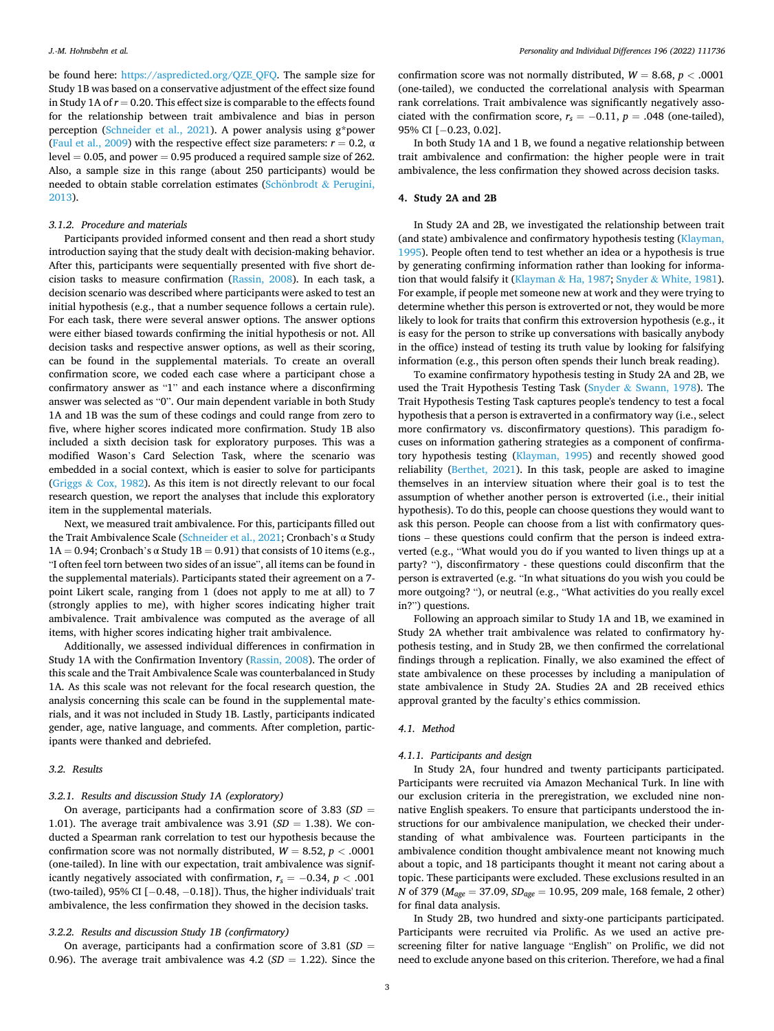be found here: https://aspredicted.org/QZE_QFQ. The sample size for Study 1B was based on a conservative adjustment of the effect size found in Study 1A of $r = 0.20$. This effect size is comparable to the effects found for the relationship between trait ambivalence and bias in person perception (Schneider et al., 2021). A power analysis using g*power (Faul et al., 2009) with the respective effect size parameters: $r = 0.2$, α level = 0.05, and power = 0.95 produced a required sample size of 262. Also, a sample size in this range (about 250 participants) would be needed to obtain stable correlation estimates (Schönbrodt & Perugini, 2013).

#### 3.1.2. Procedure and materials

Participants provided informed consent and then read a short study introduction saying that the study dealt with decision-making behavior. After this, participants were sequentially presented with five short decision tasks to measure confirmation (Rassin, 2008). In each task, a decision scenario was described where participants were asked to test an initial hypothesis (e.g., that a number sequence follows a certain rule). For each task, there were several answer options. The answer options were either biased towards confirming the initial hypothesis or not. All decision tasks and respective answer options, as well as their scoring, can be found in the supplemental materials. To create an overall confirmation score, we coded each case where a participant chose a confirmatory answer as "1" and each instance where a disconfirming answer was selected as "0". Our main dependent variable in both Study 1A and 1B was the sum of these codings and could range from zero to five, where higher scores indicated more confirmation. Study 1B also included a sixth decision task for exploratory purposes. This was a modified Wason's Card Selection Task, where the scenario was embedded in a social context, which is easier to solve for participants (Griggs & Cox, 1982). As this item is not directly relevant to our focal research question, we report the analyses that include this exploratory item in the supplemental materials.

Next, we measured trait ambivalence. For this, participants filled out the Trait Ambivalence Scale (Schneider et al., 2021; Cronbach's α Study 1A = 0.94; Cronbach's α Study 1B = 0.91) that consists of 10 items (e.g., "I often feel torn between two sides of an issue", all items can be found in the supplemental materials). Participants stated their agreement on a 7-point Likert scale, ranging from 1 (does not apply to me at all) to 7 (strongly applies to me), with higher scores indicating higher trait ambivalence. Trait ambivalence was computed as the average of all items, with higher scores indicating higher trait ambivalence.

Additionally, we assessed individual differences in confirmation in Study 1A with the Confirmation Inventory (Rassin, 2008). The order of this scale and the Trait Ambivalence Scale was counterbalanced in Study 1A. As this scale was not relevant for the focal research question, the analysis concerning this scale can be found in the supplemental materials, and it was not included in Study 1B. Lastly, participants indicated gender, age, native language, and comments. After completion, participants were thanked and debriefed.

### 3.2. Results

#### 3.2.1. Results and discussion Study 1A (exploratory)

On average, participants had a confirmation score of 3.83 ($SD$ = 1.01). The average trait ambivalence was 3.91 ($SD$ = 1.38). We conducted a Spearman rank correlation to test our hypothesis because the confirmation score was not normally distributed, $W = 8.52$, $p < .0001$ (one-tailed). In line with our expectation, trait ambivalence was significantly negatively associated with confirmation, $r_s = -0.34$, $p < .001$ (two-tailed), 95% CI [−0.48, −0.18]). Thus, the higher individuals' trait ambivalence, the less confirmation they showed in the decision tasks.

#### 3.2.2. Results and discussion Study 1B (confirmatory)

On average, participants had a confirmation score of 3.81 ($SD$ = 0.96). The average trait ambivalence was 4.2 ($SD$ = 1.22). Since the confirmation score was not normally distributed, $W = 8.68$, $p < .0001$ (one-tailed), we conducted the correlational analysis with Spearman rank correlations. Trait ambivalence was significantly negatively associated with the confirmation score, $r_s = -0.11$, $p = .048$ (one-tailed), 95% CI [−0.23, 0.02].

In both Study 1A and 1 B, we found a negative relationship between trait ambivalence and confirmation: the higher people were in trait ambivalence, the less confirmation they showed across decision tasks.

## 4. Study 2A and 2B

In Study 2A and 2B, we investigated the relationship between trait (and state) ambivalence and confirmatory hypothesis testing (Klayman, 1995). People often tend to test whether an idea or a hypothesis is true by generating confirming information rather than looking for information that would falsify it (Klayman & Ha, 1987; Snyder & White, 1981). For example, if people met someone new at work and they were trying to determine whether this person is extroverted or not, they would be more likely to look for traits that confirm this extroversion hypothesis (e.g., it is easy for the person to strike up conversations with basically anybody in the office) instead of testing its truth value by looking for falsifying information (e.g., this person often spends their lunch break reading).

To examine confirmatory hypothesis testing in Study 2A and 2B, we used the Trait Hypothesis Testing Task (Snyder & Swann, 1978). The Trait Hypothesis Testing Task captures people's tendency to test a focal hypothesis that a person is extraverted in a confirmatory way (i.e., select more confirmatory vs. disconfirmatory questions). This paradigm focuses on information gathering strategies as a component of confirmatory hypothesis testing (Klayman, 1995) and recently showed good reliability (Berthet, 2021). In this task, people are asked to imagine themselves in an interview situation where their goal is to test the assumption of whether another person is extroverted (i.e., their initial hypothesis). To do this, people can choose questions they would want to ask this person. People can choose from a list with confirmatory questions – these questions could confirm that the person is indeed extraverted (e.g., "What would you do if you wanted to liven things up at a party? "), disconfirmatory - these questions could disconfirm that the person is extraverted (e.g. "In what situations do you wish you could be more outgoing? "), or neutral (e.g., "What activities do you really excel in?") questions.

Following an approach similar to Study 1A and 1B, we examined in Study 2A whether trait ambivalence was related to confirmatory hypothesis testing, and in Study 2B, we then confirmed the correlational findings through a replication. Finally, we also examined the effect of state ambivalence on these processes by including a manipulation of state ambivalence in Study 2A. Studies 2A and 2B received ethics approval granted by the faculty's ethics commission.

### 4.1. Method

#### 4.1.1. Participants and design

In Study 2A, four hundred and twenty participants participated. Participants were recruited via Amazon Mechanical Turk. In line with our exclusion criteria in the preregistration, we excluded nine non-native English speakers. To ensure that participants understood the instructions for our ambivalence manipulation, we checked their understanding of what ambivalence was. Fourteen participants in the ambivalence condition thought ambivalence meant not knowing much about a topic, and 18 participants thought it meant not caring about a topic. These participants were excluded. These exclusions resulted in an N of 379 ($M_{age}$ = 37.09, $SD_{age}$ = 10.95, 209 male, 168 female, 2 other) for final data analysis.

In Study 2B, two hundred and sixty-one participants participated. Participants were recruited via Prolific. As we used an active prescreening filter for native language "English" on Prolific, we did not need to exclude anyone based on this criterion. Therefore, we had a final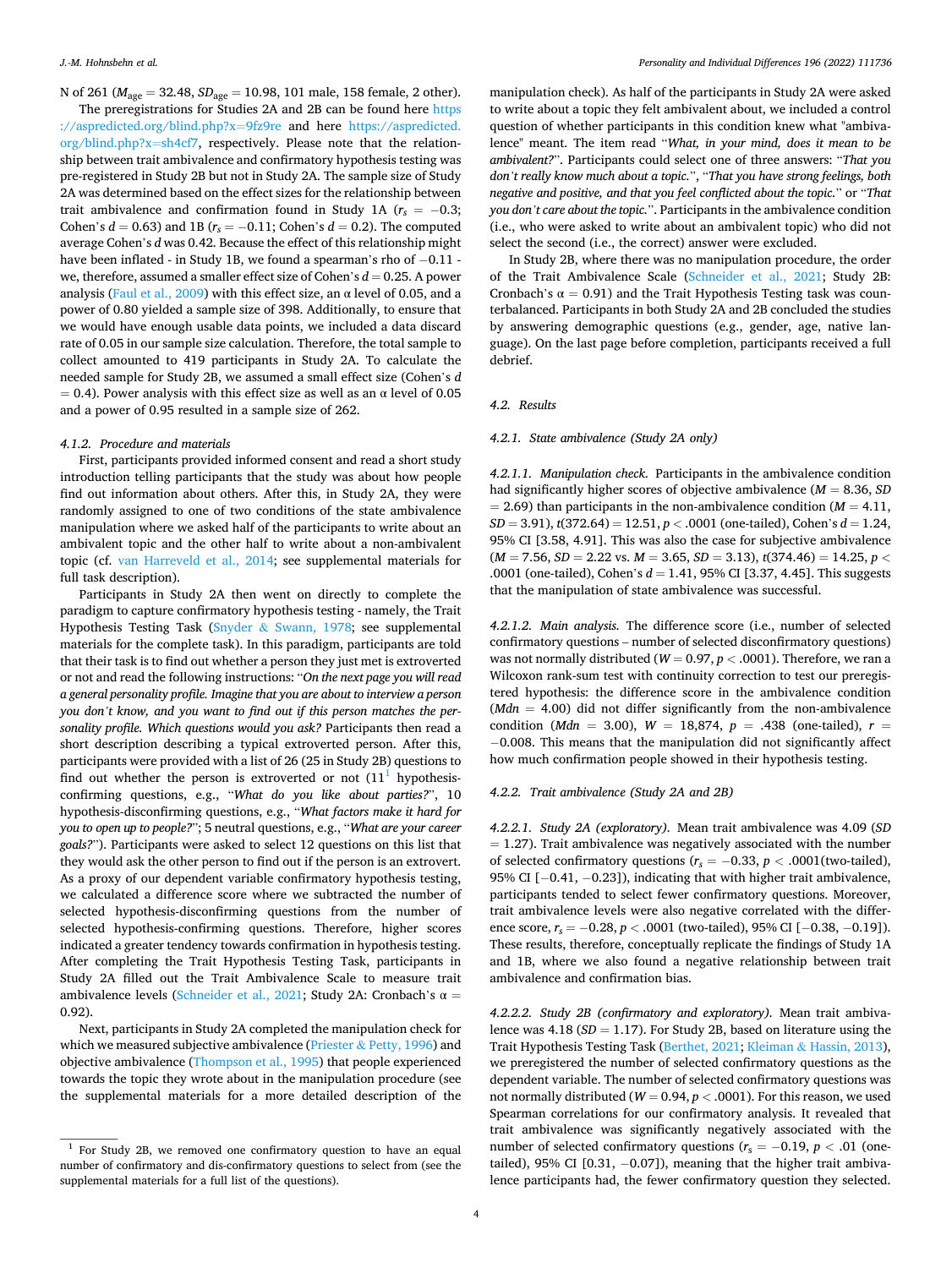N of 261 ($M_{age}$ = 32.48, $SD_{age}$ = 10.98, 101 male, 158 female, 2 other).

The preregistrations for Studies 2A and 2B can be found here https://aspredicted.org/blind.php?x=9fz9re and here https://aspredicted.org/blind.php?x=sh4cf7, respectively. Please note that the relationship between trait ambivalence and confirmatory hypothesis testing was pre-registered in Study 2B but not in Study 2A. The sample size of Study 2A was determined based on the effect sizes for the relationship between trait ambivalence and confirmation found in Study 1A ($r_s$ = −0.3; Cohen's $d$ = 0.63) and 1B ($r_s$ = −0.11; Cohen's $d$ = 0.2). The computed average Cohen's $d$ was 0.42. Because the effect of this relationship might have been inflated - in Study 1B, we found a spearman's rho of −0.11 - we, therefore, assumed a smaller effect size of Cohen's $d$ = 0.25. A power analysis (Faul et al., 2009) with this effect size, an α level of 0.05, and a power of 0.80 yielded a sample size of 398. Additionally, to ensure that we would have enough usable data points, we included a data discard rate of 0.05 in our sample size calculation. Therefore, the total sample to collect amounted to 419 participants in Study 2A. To calculate the needed sample for Study 2B, we assumed a small effect size (Cohen's $d$ = 0.4). Power analysis with this effect size as well as an α level of 0.05 and a power of 0.95 resulted in a sample size of 262.

#### 4.1.2. Procedure and materials

First, participants provided informed consent and read a short study introduction telling participants that the study was about how people find out information about others. After this, in Study 2A, they were randomly assigned to one of two conditions of the state ambivalence manipulation where we asked half of the participants to write about an ambivalent topic and the other half to write about a non-ambivalent topic (cf. van Harreveld et al., 2014; see supplemental materials for full task description).

Participants in Study 2A then went on directly to complete the paradigm to capture confirmatory hypothesis testing - namely, the Trait Hypothesis Testing Task (Snyder & Swann, 1978; see supplemental materials for the complete task). In this paradigm, participants are told that their task is to find out whether a person they just met is extroverted or not and read the following instructions: "*On the next page you will read a general personality profile. Imagine that you are about to interview a person you don't know, and you want to find out if this person matches the personality profile. Which questions would you ask?* Participants then read a short description describing a typical extroverted person. After this, participants were provided with a list of 26 (25 in Study 2B) questions to find out whether the person is extroverted or not (11[1] hypothesis-confirming questions, e.g., "*What do you like about parties?*", 10 hypothesis-disconfirming questions, e.g., "*What factors make it hard for you to open up to people?*"; 5 neutral questions, e.g., "*What are your career goals?*"). Participants were asked to select 12 questions on this list that they would ask the other person to find out if the person is an extrovert. As a proxy of our dependent variable confirmatory hypothesis testing, we calculated a difference score where we subtracted the number of selected hypothesis-disconfirming questions from the number of selected hypothesis-confirming questions. Therefore, higher scores indicated a greater tendency towards confirmation in hypothesis testing. After completing the Trait Hypothesis Testing Task, participants in Study 2A filled out the Trait Ambivalence Scale to measure trait ambivalence levels (Schneider et al., 2021; Study 2A: Cronbach's α = 0.92).

Next, participants in Study 2A completed the manipulation check for which we measured subjective ambivalence (Priester & Petty, 1996) and objective ambivalence (Thompson et al., 1995) that people experienced towards the topic they wrote about in the manipulation procedure (see the supplemental materials for a more detailed description of the manipulation check). As half of the participants in Study 2A were asked to write about a topic they felt ambivalent about, we included a control question of whether participants in this condition knew what "ambivalence" meant. The item read "*What, in your mind, does it mean to be ambivalent?*". Participants could select one of three answers: "*That you don't really know much about a topic.*", "*That you have strong feelings, both negative and positive, and that you feel conflicted about the topic.*" or "*That you don't care about the topic.*". Participants in the ambivalence condition (i.e., who were asked to write about an ambivalent topic) who did not select the second (i.e., the correct) answer were excluded.

In Study 2B, where there was no manipulation procedure, the order of the Trait Ambivalence Scale (Schneider et al., 2021; Study 2B: Cronbach's α = 0.91) and the Trait Hypothesis Testing task was counterbalanced. Participants in both Study 2A and 2B concluded the studies by answering demographic questions (e.g., gender, age, native language). On the last page before completion, participants received a full debrief.

[1] For Study 2B, we removed one confirmatory question to have an equal number of confirmatory and dis-confirmatory questions to select from (see the supplemental materials for a full list of the questions).

### 4.2. Results

#### 4.2.1. State ambivalence (Study 2A only)

##### 4.2.1.1. Manipulation check.

Participants in the ambivalence condition had significantly higher scores of objective ambivalence ($M$ = 8.36, $SD$ = 2.69) than participants in the non-ambivalence condition ($M$ = 4.11, $SD$ = 3.91), $t(372.64)$ = 12.51, $p$ < .0001 (one-tailed), Cohen's $d$ = 1.24, 95% CI [3.58, 4.91]. This was also the case for subjective ambivalence ($M$ = 7.56, $SD$ = 2.22 vs. $M$ = 3.65, $SD$ = 3.13), $t(374.46)$ = 14.25, $p$ < .0001 (one-tailed), Cohen's $d$ = 1.41, 95% CI [3.37, 4.45]. This suggests that the manipulation of state ambivalence was successful.

##### 4.2.1.2. Main analysis.

The difference score (i.e., number of selected confirmatory questions – number of selected disconfirmatory questions) was not normally distributed ($W$ = 0.97, $p$ < .0001). Therefore, we ran a Wilcoxon rank-sum test with continuity correction to test our preregistered hypothesis: the difference score in the ambivalence condition ($Mdn$ = 4.00) did not differ significantly from the non-ambivalence condition ($Mdn$ = 3.00), $W$ = 18,874, $p$ = .438 (one-tailed), $r$ = −0.008. This means that the manipulation did not significantly affect how much confirmation people showed in their hypothesis testing.

#### 4.2.2. Trait ambivalence (Study 2A and 2B)

##### 4.2.2.1. Study 2A (exploratory).

Mean trait ambivalence was 4.09 ($SD$ = 1.27). Trait ambivalence was negatively associated with the number of selected confirmatory questions ($r_s$ = −0.33, $p$ < .0001(two-tailed), 95% CI [−0.41, −0.23]), indicating that with higher trait ambivalence, participants tended to select fewer confirmatory questions. Moreover, trait ambivalence levels were also negative correlated with the difference score, $r_s$ = −0.28, $p$ < .0001 (two-tailed), 95% CI [−0.38, −0.19]). These results, therefore, conceptually replicate the findings of Study 1A and 1B, where we also found a negative relationship between trait ambivalence and confirmation bias.

##### 4.2.2.2. Study 2B (confirmatory and exploratory).

Mean trait ambivalence was 4.18 ($SD$ = 1.17). For Study 2B, based on literature using the Trait Hypothesis Testing Task (Berthet, 2021; Kleiman & Hassin, 2013), we preregistered the number of selected confirmatory questions as the dependent variable. The number of selected confirmatory questions was not normally distributed ($W$ = 0.94, $p$ < .0001). For this reason, we used Spearman correlations for our confirmatory analysis. It revealed that trait ambivalence was significantly negatively associated with the number of selected confirmatory questions ($r_s$ = −0.19, $p$ < .01 (one-tailed), 95% CI [0.31, −0.07]), meaning that the higher trait ambivalence participants had, the fewer confirmatory question they selected.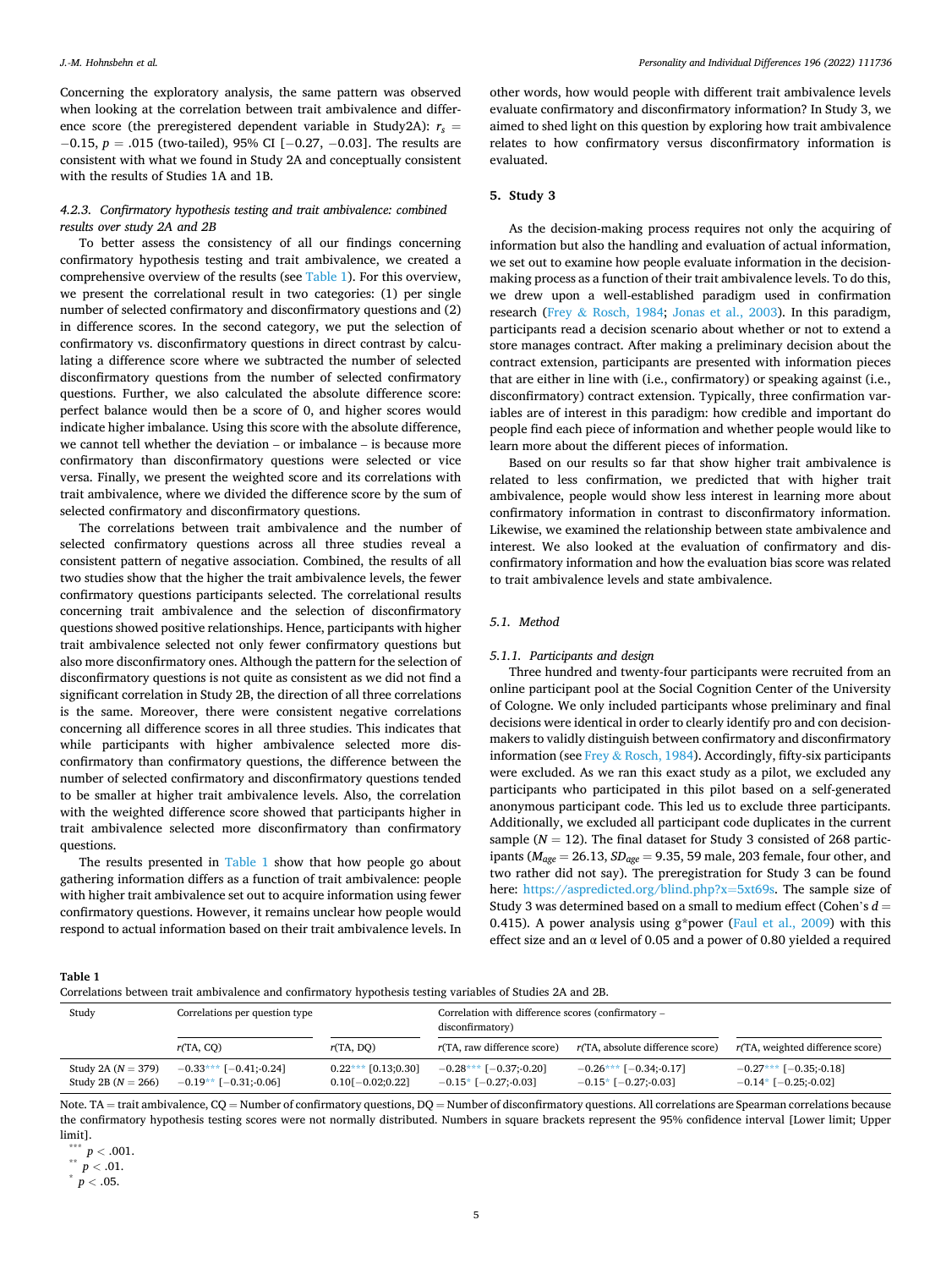Concerning the exploratory analysis, the same pattern was observed when looking at the correlation between trait ambivalence and difference score (the preregistered dependent variable in Study2A): $r_s = -0.15$, $p = .015$ (two-tailed), 95% CI [−0.27, −0.03]. The results are consistent with what we found in Study 2A and conceptually consistent with the results of Studies 1A and 1B.

### 4.2.3. Confirmatory hypothesis testing and trait ambivalence: combined results over study 2A and 2B

To better assess the consistency of all our findings concerning confirmatory hypothesis testing and trait ambivalence, we created a comprehensive overview of the results (see Table 1). For this overview, we present the correlational result in two categories: (1) per single number of selected confirmatory and disconfirmatory questions and (2) in difference scores. In the second category, we put the selection of confirmatory vs. disconfirmatory questions in direct contrast by calculating a difference score where we subtracted the number of selected disconfirmatory questions from the number of selected confirmatory questions. Further, we also calculated the absolute difference score: perfect balance would then be a score of 0, and higher scores would indicate higher imbalance. Using this score with the absolute difference, we cannot tell whether the deviation – or imbalance – is because more confirmatory than disconfirmatory questions were selected or vice versa. Finally, we present the weighted score and its correlations with trait ambivalence, where we divided the difference score by the sum of selected confirmatory and disconfirmatory questions.

The correlations between trait ambivalence and the number of selected confirmatory questions across all three studies reveal a consistent pattern of negative association. Combined, the results of all two studies show that the higher the trait ambivalence levels, the fewer confirmatory questions participants selected. The correlational results concerning trait ambivalence and the selection of disconfirmatory questions showed positive relationships. Hence, participants with higher trait ambivalence selected not only fewer confirmatory questions but also more disconfirmatory ones. Although the pattern for the selection of disconfirmatory questions is not quite as consistent as we did not find a significant correlation in Study 2B, the direction of all three correlations is the same. Moreover, there were consistent negative correlations concerning all difference scores in all three studies. This indicates that while participants with higher ambivalence selected more disconfirmatory than confirmatory questions, the difference between the number of selected confirmatory and disconfirmatory questions tended to be smaller at higher trait ambivalence levels. Also, the correlation with the weighted difference score showed that participants higher in trait ambivalence selected more disconfirmatory than confirmatory questions.

The results presented in Table 1 show that how people go about gathering information differs as a function of trait ambivalence: people with higher trait ambivalence set out to acquire information using fewer confirmatory questions. However, it remains unclear how people would respond to actual information based on their trait ambivalence levels. In other words, how would people with different trait ambivalence levels evaluate confirmatory and disconfirmatory information? In Study 3, we aimed to shed light on this question by exploring how trait ambivalence relates to how confirmatory versus disconfirmatory information is evaluated.

## 5. Study 3

As the decision-making process requires not only the acquiring of information but also the handling and evaluation of actual information, we set out to examine how people evaluate information in the decision-making process as a function of their trait ambivalence levels. To do this, we drew upon a well-established paradigm used in confirmation research (Frey & Rosch, 1984; Jonas et al., 2003). In this paradigm, participants read a decision scenario about whether or not to extend a store manages contract. After making a preliminary decision about the contract extension, participants are presented with information pieces that are either in line with (i.e., confirmatory) or speaking against (i.e., disconfirmatory) contract extension. Typically, three confirmation variables are of interest in this paradigm: how credible and important do people find each piece of information and whether people would like to learn more about the different pieces of information.

Based on our results so far that show higher trait ambivalence is related to less confirmation, we predicted that with higher trait ambivalence, people would show less interest in learning more about confirmatory information in contrast to disconfirmatory information. Likewise, we examined the relationship between state ambivalence and interest. We also looked at the evaluation of confirmatory and disconfirmatory information and how the evaluation bias score was related to trait ambivalence levels and state ambivalence.

### 5.1. Method

#### 5.1.1. Participants and design

Three hundred and twenty-four participants were recruited from an online participant pool at the Social Cognition Center of the University of Cologne. We only included participants whose preliminary and final decisions were identical in order to clearly identify pro and con decision-makers to validly distinguish between confirmatory and disconfirmatory information (see Frey & Rosch, 1984). Accordingly, fifty-six participants were excluded. As we ran this exact study as a pilot, we excluded any participants who participated in this pilot based on a self-generated anonymous participant code. This led us to exclude three participants. Additionally, we excluded all participant code duplicates in the current sample ($N = 12$). The final dataset for Study 3 consisted of 268 participants ($M_{age} = 26.13$, $SD_{age} = 9.35$, 59 male, 203 female, four other, and two rather did not say). The preregistration for Study 3 can be found here: https://aspredicted.org/blind.php?x=5xt69s. The sample size of Study 3 was determined based on a small to medium effect (Cohen's $d = 0.415$). A power analysis using g*power (Faul et al., 2009) with this effect size and an α level of 0.05 and a power of 0.80 yielded a required

**Table 1**
Correlations between trait ambivalence and confirmatory hypothesis testing variables of Studies 2A and 2B.

| Study | Correlations per question type | | Correlation with difference scores (confirmatory – disconfirmatory) | | |
|---|---|---|---|---|---|
| | *r*(TA, CQ) | *r*(TA, DQ) | *r*(TA, raw difference score) | *r*(TA, absolute difference score) | *r*(TA, weighted difference score) |
| Study 2A ($N = 379$) | −0.33*** [−0.41;-0.24] | 0.22*** [0.13;0.30] | −0.28*** [−0.37;-0.20] | −0.26*** [−0.34;-0.17] | −0.27*** [−0.35;-0.18] |
| Study 2B ($N = 266$) | −0.19** [−0.31;-0.06] | 0.10[−0.02;0.22] | −0.15* [−0.27;-0.03] | −0.15* [−0.27;-0.03] | −0.14* [−0.25;-0.02] |

Note. TA = trait ambivalence, CQ = Number of confirmatory questions, DQ = Number of disconfirmatory questions. All correlations are Spearman correlations because the confirmatory hypothesis testing scores were not normally distributed. Numbers in square brackets represent the 95% confidence interval [Lower limit; Upper limit].

*** $p < .001$.
** $p < .01$.
* $p < .05$.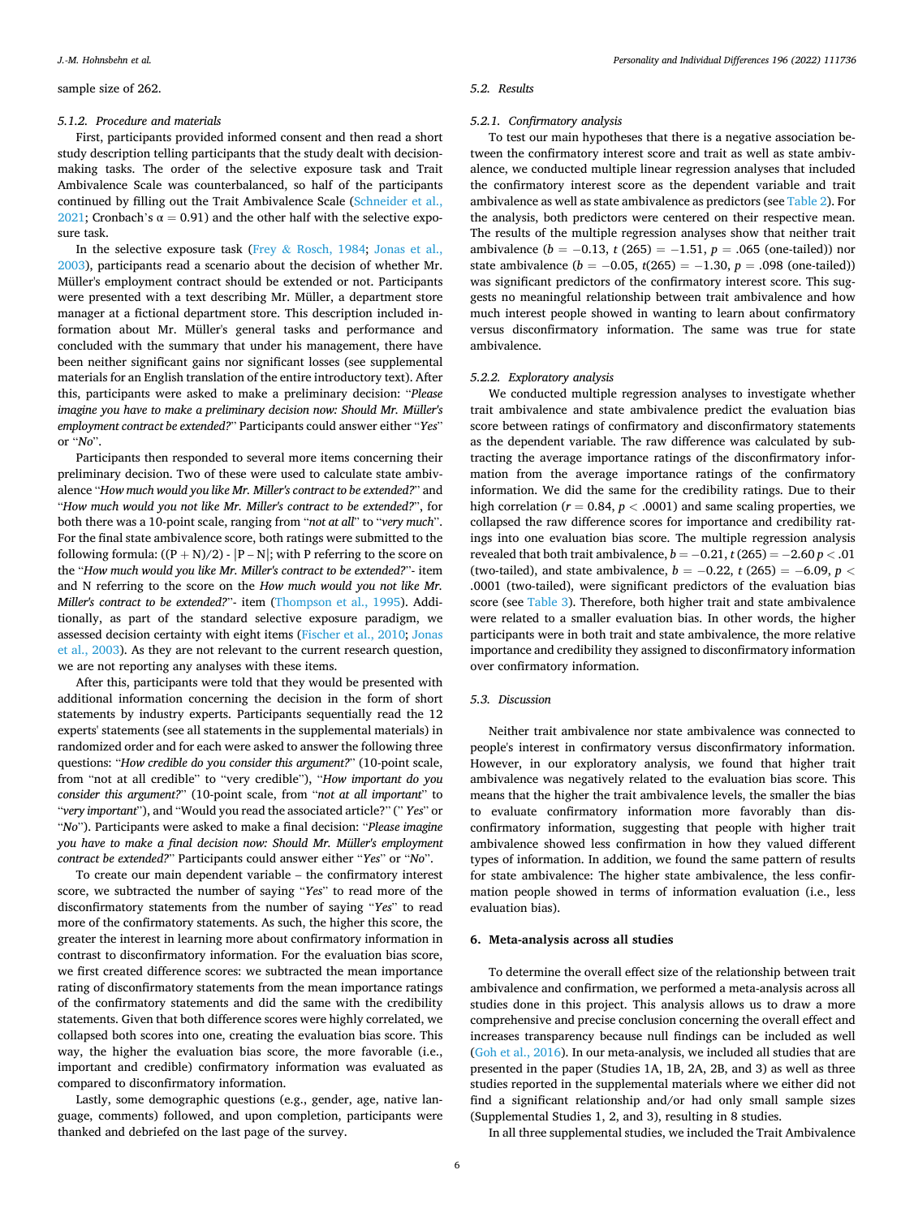sample size of 262.

#### 5.1.2. Procedure and materials

First, participants provided informed consent and then read a short study description telling participants that the study dealt with decision-making tasks. The order of the selective exposure task and Trait Ambivalence Scale was counterbalanced, so half of the participants continued by filling out the Trait Ambivalence Scale (Schneider et al., 2021; Cronbach's $\alpha = 0.91$) and the other half with the selective exposure task.

In the selective exposure task (Frey & Rosch, 1984; Jonas et al., 2003), participants read a scenario about the decision of whether Mr. Müller's employment contract should be extended or not. Participants were presented with a text describing Mr. Müller, a department store manager at a fictional department store. This description included information about Mr. Müller's general tasks and performance and concluded with the summary that under his management, there have been neither significant gains nor significant losses (see supplemental materials for an English translation of the entire introductory text). After this, participants were asked to make a preliminary decision: "*Please imagine you have to make a preliminary decision now: Should Mr. Müller's employment contract be extended?*" Participants could answer either "*Yes*" or "*No*".

Participants then responded to several more items concerning their preliminary decision. Two of these were used to calculate state ambivalence "*How much would you like Mr. Miller's contract to be extended?*" and "*How much would you not like Mr. Miller's contract to be extended?*", for both there was a 10-point scale, ranging from "*not at all*" to "*very much*". For the final state ambivalence score, both ratings were submitted to the following formula: $((P + N)/2) - |P - N|$; with P referring to the score on the "*How much would you like Mr. Miller's contract to be extended?*"- item and N referring to the score on the *How much would you not like Mr. Miller's contract to be extended?*"- item (Thompson et al., 1995). Additionally, as part of the standard selective exposure paradigm, we assessed decision certainty with eight items (Fischer et al., 2010; Jonas et al., 2003). As they are not relevant to the current research question, we are not reporting any analyses with these items.

After this, participants were told that they would be presented with additional information concerning the decision in the form of short statements by industry experts. Participants sequentially read the 12 experts' statements (see all statements in the supplemental materials) in randomized order and for each were asked to answer the following three questions: "*How credible do you consider this argument?*" (10-point scale, from "not at all credible" to "very credible"), "*How important do you consider this argument?*" (10-point scale, from "*not at all important*" to "*very important*"), and "Would you read the associated article?" (" *Yes*" or "*No*"). Participants were asked to make a final decision: "*Please imagine you have to make a final decision now: Should Mr. Müller's employment contract be extended?*" Participants could answer either "*Yes*" or "*No*".

To create our main dependent variable – the confirmatory interest score, we subtracted the number of saying "*Yes*" to read more of the disconfirmatory statements from the number of saying "*Yes*" to read more of the confirmatory statements. As such, the higher this score, the greater the interest in learning more about confirmatory information in contrast to disconfirmatory information. For the evaluation bias score, we first created difference scores: we subtracted the mean importance rating of disconfirmatory statements from the mean importance ratings of the confirmatory statements and did the same with the credibility statements. Given that both difference scores were highly correlated, we collapsed both scores into one, creating the evaluation bias score. This way, the higher the evaluation bias score, the more favorable (i.e., important and credible) confirmatory information was evaluated as compared to disconfirmatory information.

Lastly, some demographic questions (e.g., gender, age, native language, comments) followed, and upon completion, participants were thanked and debriefed on the last page of the survey.

### 5.2. Results

#### 5.2.1. Confirmatory analysis

To test our main hypotheses that there is a negative association between the confirmatory interest score and trait as well as state ambivalence, we conducted multiple linear regression analyses that included the confirmatory interest score as the dependent variable and trait ambivalence as well as state ambivalence as predictors (see Table 2). For the analysis, both predictors were centered on their respective mean. The results of the multiple regression analyses show that neither trait ambivalence ($b = -0.13$, $t$ (265) $= -1.51$, $p = .065$ (one-tailed)) nor state ambivalence ($b = -0.05$, $t(265) = -1.30$, $p = .098$ (one-tailed)) was significant predictors of the confirmatory interest score. This suggests no meaningful relationship between trait ambivalence and how much interest people showed in wanting to learn about confirmatory versus disconfirmatory information. The same was true for state ambivalence.

#### 5.2.2. Exploratory analysis

We conducted multiple regression analyses to investigate whether trait ambivalence and state ambivalence predict the evaluation bias score between ratings of confirmatory and disconfirmatory statements as the dependent variable. The raw difference was calculated by subtracting the average importance ratings of the disconfirmatory information from the average importance ratings of the confirmatory information. We did the same for the credibility ratings. Due to their high correlation ($r = 0.84$, $p < .0001$) and same scaling properties, we collapsed the raw difference scores for importance and credibility ratings into one evaluation bias score. The multiple regression analysis revealed that both trait ambivalence, $b = -0.21$, $t$ (265) $= -2.60$ $p < .01$ (two-tailed), and state ambivalence, $b = -0.22$, $t$ (265) $= -6.09$, $p < .0001$ (two-tailed), were significant predictors of the evaluation bias score (see Table 3). Therefore, both higher trait and state ambivalence were related to a smaller evaluation bias. In other words, the higher participants were in both trait and state ambivalence, the more relative importance and credibility they assigned to disconfirmatory information over confirmatory information.

### 5.3. Discussion

Neither trait ambivalence nor state ambivalence was connected to people's interest in confirmatory versus disconfirmatory information. However, in our exploratory analysis, we found that higher trait ambivalence was negatively related to the evaluation bias score. This means that the higher the trait ambivalence levels, the smaller the bias to evaluate confirmatory information more favorably than disconfirmatory information, suggesting that people with higher trait ambivalence showed less confirmation in how they valued different types of information. In addition, we found the same pattern of results for state ambivalence: The higher state ambivalence, the less confirmation people showed in terms of information evaluation (i.e., less evaluation bias).

## 6. Meta-analysis across all studies

To determine the overall effect size of the relationship between trait ambivalence and confirmation, we performed a meta-analysis across all studies done in this project. This analysis allows us to draw a more comprehensive and precise conclusion concerning the overall effect and increases transparency because null findings can be included as well (Goh et al., 2016). In our meta-analysis, we included all studies that are presented in the paper (Studies 1A, 1B, 2A, 2B, and 3) as well as three studies reported in the supplemental materials where we either did not find a significant relationship and/or had only small sample sizes (Supplemental Studies 1, 2, and 3), resulting in 8 studies.

In all three supplemental studies, we included the Trait Ambivalence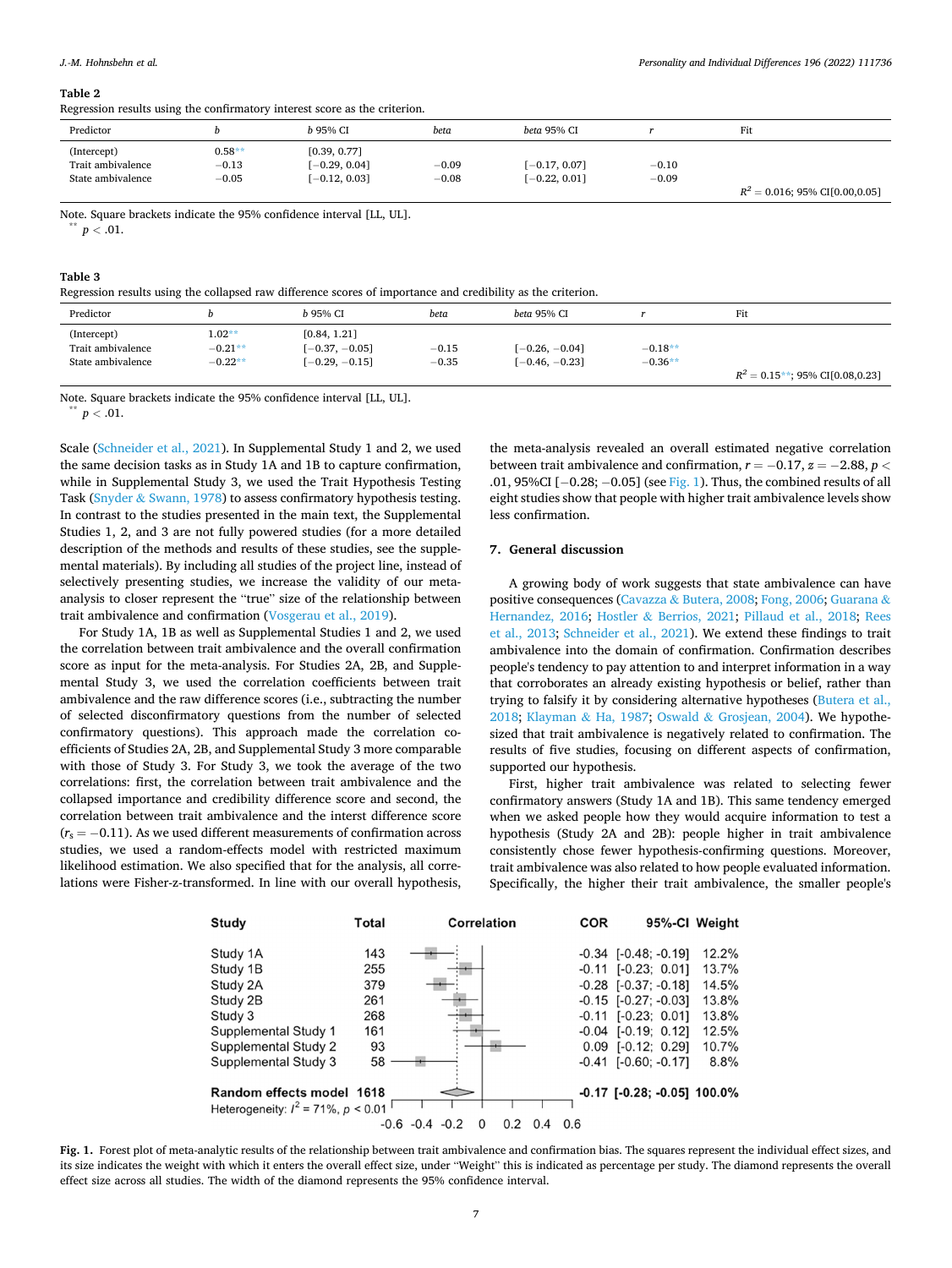**Table 2**

Regression results using the confirmatory interest score as the criterion.

| Predictor | b | b 95% CI | beta | beta 95% CI | r | Fit |
|---|---|---|---|---|---|---|
| (Intercept) | 0.58** | [0.39, 0.77] | | | | |
| Trait ambivalence | −0.13 | [−0.29, 0.04] | −0.09 | [−0.17, 0.07] | −0.10 | |
| State ambivalence | −0.05 | [−0.12, 0.03] | −0.08 | [−0.22, 0.01] | −0.09 | |
| | | | | | | $R^2$ = 0.016; 95% CI[0.00,0.05] |

Note. Square brackets indicate the 95% confidence interval [LL, UL].
** $p < .01$.

**Table 3**

Regression results using the collapsed raw difference scores of importance and credibility as the criterion.

| Predictor | b | b 95% CI | beta | beta 95% CI | r | Fit |
|---|---|---|---|---|---|---|
| (Intercept) | 1.02** | [0.84, 1.21] | | | | |
| Trait ambivalence | −0.21** | [−0.37, −0.05] | −0.15 | [−0.26, −0.04] | −0.18** | |
| State ambivalence | −0.22** | [−0.29, −0.15] | −0.35 | [−0.46, −0.23] | −0.36** | |
| | | | | | | $R^2$ = 0.15**; 95% CI[0.08,0.23] |

Note. Square brackets indicate the 95% confidence interval [LL, UL].
** $p < .01$.

Scale (Schneider et al., 2021). In Supplemental Study 1 and 2, we used the same decision tasks as in Study 1A and 1B to capture confirmation, while in Supplemental Study 3, we used the Trait Hypothesis Testing Task (Snyder & Swann, 1978) to assess confirmatory hypothesis testing. In contrast to the studies presented in the main text, the Supplemental Studies 1, 2, and 3 are not fully powered studies (for a more detailed description of the methods and results of these studies, see the supplemental materials). By including all studies of the project line, instead of selectively presenting studies, we increase the validity of our meta-analysis to closer represent the "true" size of the relationship between trait ambivalence and confirmation (Vosgerau et al., 2019).

For Study 1A, 1B as well as Supplemental Studies 1 and 2, we used the correlation between trait ambivalence and the overall confirmation score as input for the meta-analysis. For Studies 2A, 2B, and Supplemental Study 3, we used the correlation coefficients between trait ambivalence and the raw difference scores (i.e., subtracting the number of selected disconfirmatory questions from the number of selected confirmatory questions). This approach made the correlation coefficients of Studies 2A, 2B, and Supplemental Study 3 more comparable with those of Study 3. For Study 3, we took the average of the two correlations: first, the correlation between trait ambivalence and the collapsed importance and credibility difference score and second, the correlation between trait ambivalence and the interst difference score ($r_s = -0.11$). As we used different measurements of confirmation across studies, we used a random-effects model with restricted maximum likelihood estimation. We also specified that for the analysis, all correlations were Fisher-z-transformed. In line with our overall hypothesis, the meta-analysis revealed an overall estimated negative correlation between trait ambivalence and confirmation, $r = -0.17$, $z = -2.88$, $p < .01$, 95%CI [−0.28; −0.05] (see Fig. 1). Thus, the combined results of all eight studies show that people with higher trait ambivalence levels show less confirmation.

## 7. General discussion

A growing body of work suggests that state ambivalence can have positive consequences (Cavazza & Butera, 2008; Fong, 2006; Guarana & Hernandez, 2016; Hostler & Berrios, 2021; Pillaud et al., 2018; Rees et al., 2013; Schneider et al., 2021). We extend these findings to trait ambivalence into the domain of confirmation. Confirmation describes people's tendency to pay attention to and interpret information in a way that corroborates an already existing hypothesis or belief, rather than trying to falsify it by considering alternative hypotheses (Butera et al., 2018; Klayman & Ha, 1987; Oswald & Grosjean, 2004). We hypothesized that trait ambivalence is negatively related to confirmation. The results of five studies, focusing on different aspects of confirmation, supported our hypothesis.

First, higher trait ambivalence was related to selecting fewer confirmatory answers (Study 1A and 1B). This same tendency emerged when we asked people how they would acquire information to test a hypothesis (Study 2A and 2B): people higher in trait ambivalence consistently chose fewer hypothesis-confirming questions. Moreover, trait ambivalence was also related to how people evaluated information. Specifically, the higher their trait ambivalence, the smaller people's

| Study | Total | COR | 95%-CI | Weight |
|---|---|---|---|---|
| Study 1A | 143 | -0.34 | [-0.48; -0.19] | 12.2% |
| Study 1B | 255 | -0.11 | [-0.23; 0.01] | 13.7% |
| Study 2A | 379 | -0.28 | [-0.37; -0.18] | 14.5% |
| Study 2B | 261 | -0.15 | [-0.27; -0.03] | 13.8% |
| Study 3 | 268 | -0.11 | [-0.23; 0.01] | 13.8% |
| Supplemental Study 1 | 161 | -0.04 | [-0.19; 0.12] | 12.5% |
| Supplemental Study 2 | 93 | 0.09 | [-0.12; 0.29] | 10.7% |
| Supplemental Study 3 | 58 | -0.41 | [-0.60; -0.17] | 8.8% |
| **Random effects model** | **1618** | **-0.17** | **[-0.28; -0.05]** | **100.0%** |

Heterogeneity: $I^2 = 71\%$, $p < 0.01$

**Fig. 1.** Forest plot of meta-analytic results of the relationship between trait ambivalence and confirmation bias. The squares represent the individual effect sizes, and its size indicates the weight with which it enters the overall effect size, under "Weight" this is indicated as percentage per study. The diamond represents the overall effect size across all studies. The width of the diamond represents the 95% confidence interval.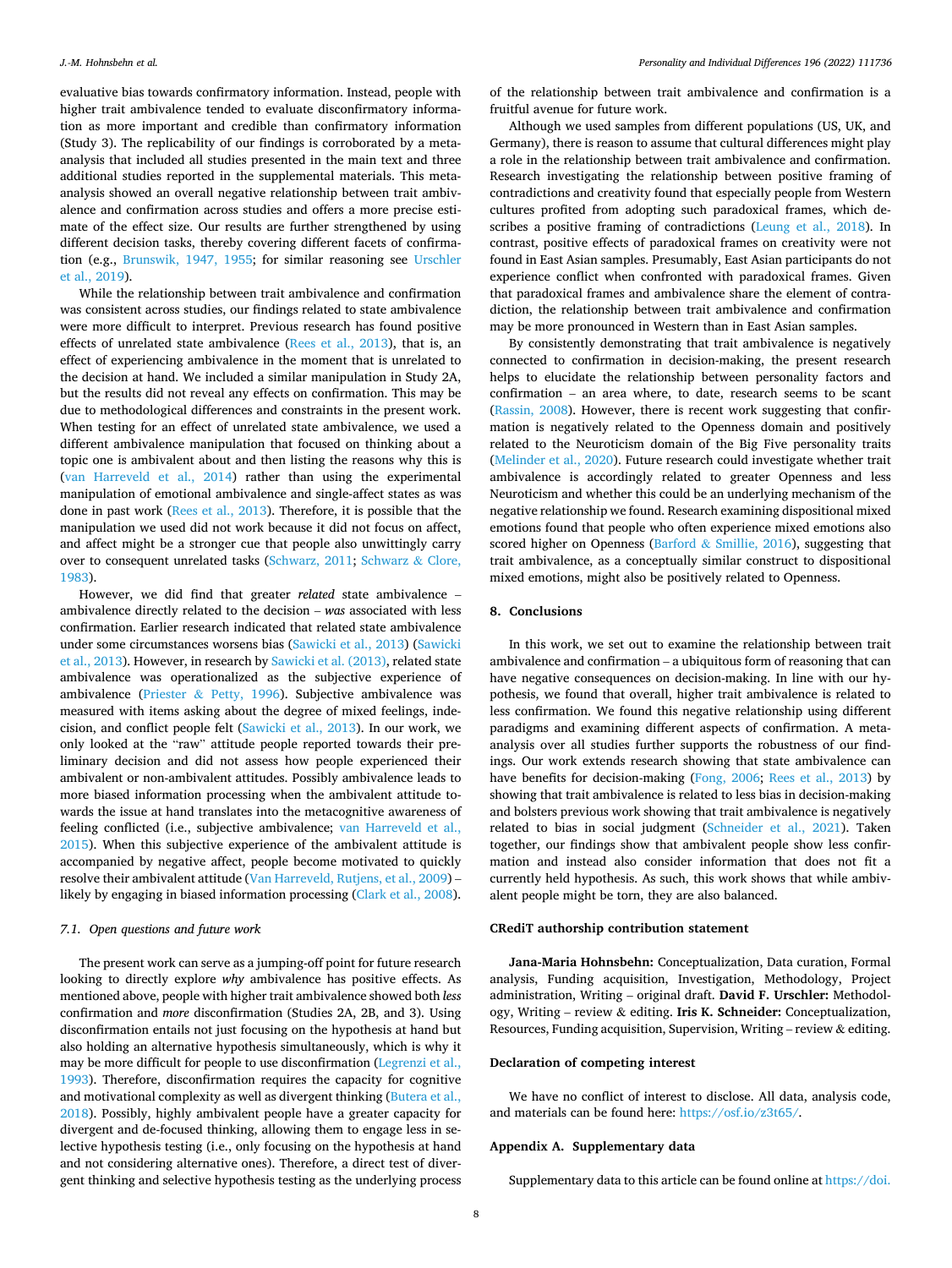evaluative bias towards confirmatory information. Instead, people with higher trait ambivalence tended to evaluate disconfirmatory information as more important and credible than confirmatory information (Study 3). The replicability of our findings is corroborated by a meta-analysis that included all studies presented in the main text and three additional studies reported in the supplemental materials. This meta-analysis showed an overall negative relationship between trait ambivalence and confirmation across studies and offers a more precise estimate of the effect size. Our results are further strengthened by using different decision tasks, thereby covering different facets of confirmation (e.g., Brunswik, 1947, 1955; for similar reasoning see Urschler et al., 2019).

While the relationship between trait ambivalence and confirmation was consistent across studies, our findings related to state ambivalence were more difficult to interpret. Previous research has found positive effects of unrelated state ambivalence (Rees et al., 2013), that is, an effect of experiencing ambivalence in the moment that is unrelated to the decision at hand. We included a similar manipulation in Study 2A, but the results did not reveal any effects on confirmation. This may be due to methodological differences and constraints in the present work. When testing for an effect of unrelated state ambivalence, we used a different ambivalence manipulation that focused on thinking about a topic one is ambivalent about and then listing the reasons why this is (van Harreveld et al., 2014) rather than using the experimental manipulation of emotional ambivalence and single-affect states as was done in past work (Rees et al., 2013). Therefore, it is possible that the manipulation we used did not work because it did not focus on affect, and affect might be a stronger cue that people also unwittingly carry over to consequent unrelated tasks (Schwarz, 2011; Schwarz & Clore, 1983).

However, we did find that greater *related* state ambivalence – ambivalence directly related to the decision – *was* associated with less confirmation. Earlier research indicated that related state ambivalence under some circumstances worsens bias (Sawicki et al., 2013) (Sawicki et al., 2013). However, in research by Sawicki et al. (2013), related state ambivalence was operationalized as the subjective experience of ambivalence (Priester & Petty, 1996). Subjective ambivalence was measured with items asking about the degree of mixed feelings, indecision, and conflict people felt (Sawicki et al., 2013). In our work, we only looked at the "raw" attitude people reported towards their preliminary decision and did not assess how people experienced their ambivalent or non-ambivalent attitudes. Possibly ambivalence leads to more biased information processing when the ambivalent attitude towards the issue at hand translates into the metacognitive awareness of feeling conflicted (i.e., subjective ambivalence; van Harreveld et al., 2015). When this subjective experience of the ambivalent attitude is accompanied by negative affect, people become motivated to quickly resolve their ambivalent attitude (Van Harreveld, Rutjens, et al., 2009) – likely by engaging in biased information processing (Clark et al., 2008).

### 7.1. Open questions and future work

The present work can serve as a jumping-off point for future research looking to directly explore *why* ambivalence has positive effects. As mentioned above, people with higher trait ambivalence showed both *less* confirmation and *more* disconfirmation (Studies 2A, 2B, and 3). Using disconfirmation entails not just focusing on the hypothesis at hand but also holding an alternative hypothesis simultaneously, which is why it may be more difficult for people to use disconfirmation (Legrenzi et al., 1993). Therefore, disconfirmation requires the capacity for cognitive and motivational complexity as well as divergent thinking (Butera et al., 2018). Possibly, highly ambivalent people have a greater capacity for divergent and de-focused thinking, allowing them to engage less in selective hypothesis testing (i.e., only focusing on the hypothesis at hand and not considering alternative ones). Therefore, a direct test of divergent thinking and selective hypothesis testing as the underlying process of the relationship between trait ambivalence and confirmation is a fruitful avenue for future work.

Although we used samples from different populations (US, UK, and Germany), there is reason to assume that cultural differences might play a role in the relationship between trait ambivalence and confirmation. Research investigating the relationship between positive framing of contradictions and creativity found that especially people from Western cultures profited from adopting such paradoxical frames, which describes a positive framing of contradictions (Leung et al., 2018). In contrast, positive effects of paradoxical frames on creativity were not found in East Asian samples. Presumably, East Asian participants do not experience conflict when confronted with paradoxical frames. Given that paradoxical frames and ambivalence share the element of contradiction, the relationship between trait ambivalence and confirmation may be more pronounced in Western than in East Asian samples.

By consistently demonstrating that trait ambivalence is negatively connected to confirmation in decision-making, the present research helps to elucidate the relationship between personality factors and confirmation – an area where, to date, research seems to be scant (Rassin, 2008). However, there is recent work suggesting that confirmation is negatively related to the Openness domain and positively related to the Neuroticism domain of the Big Five personality traits (Melinder et al., 2020). Future research could investigate whether trait ambivalence is accordingly related to greater Openness and less Neuroticism and whether this could be an underlying mechanism of the negative relationship we found. Research examining dispositional mixed emotions found that people who often experience mixed emotions also scored higher on Openness (Barford & Smillie, 2016), suggesting that trait ambivalence, as a conceptually similar construct to dispositional mixed emotions, might also be positively related to Openness.

## 8. Conclusions

In this work, we set out to examine the relationship between trait ambivalence and confirmation – a ubiquitous form of reasoning that can have negative consequences on decision-making. In line with our hypothesis, we found that overall, higher trait ambivalence is related to less confirmation. We found this negative relationship using different paradigms and examining different aspects of confirmation. A meta-analysis over all studies further supports the robustness of our findings. Our work extends research showing that state ambivalence can have benefits for decision-making (Fong, 2006; Rees et al., 2013) by showing that trait ambivalence is related to less bias in decision-making and bolsters previous work showing that trait ambivalence is negatively related to bias in social judgment (Schneider et al., 2021). Taken together, our findings show that ambivalent people show less confirmation and instead also consider information that does not fit a currently held hypothesis. As such, this work shows that while ambivalent people might be torn, they are also balanced.

## CRediT authorship contribution statement

**Jana-Maria Hohnsbehn:** Conceptualization, Data curation, Formal analysis, Funding acquisition, Investigation, Methodology, Project administration, Writing – original draft. **David F. Urschler:** Methodology, Writing – review & editing. **Iris K. Schneider:** Conceptualization, Resources, Funding acquisition, Supervision, Writing – review & editing.

## Declaration of competing interest

We have no conflict of interest to disclose. All data, analysis code, and materials can be found here: https://osf.io/z3t65/.

## Appendix A. Supplementary data

Supplementary data to this article can be found online at https://doi.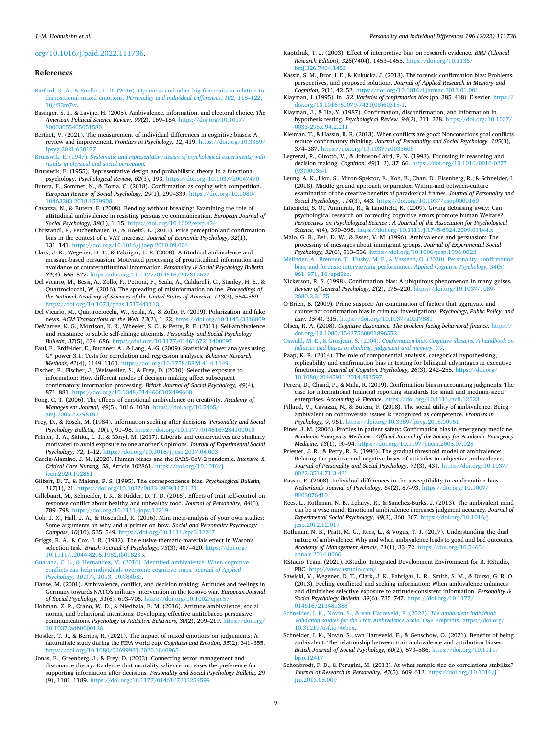org/10.1016/j.paid.2022.111736.

## References

Barford, K. A., & Smillie, L. D. (2016). Openness and other big five traits in relation to dispositional mixed emotions. *Personality and Individual Differences, 102*, 118–122, 10/f83m7w.

Basinger, S. J., & Lavine, H. (2005). Ambivalence, information, and electoral choice. *The American Political Science Review, 99*(2), 169–184. https://doi.org/10.1017/S0003055405051580

Berthet, V. (2021). The measurement of individual differences in cognitive biases: A review and improvement. *Frontiers in Psychology, 12*, 419. https://doi.org/10.3389/fpsyg.2021.630177

Brunswik, E. (1947). *Systematic and representative design of psychological experiments; with results in physical and social perception*.

Brunswik, E. (1955). Representative design and probabilistic theory in a functional psychology. *Psychological Review, 62*(3), 193. https://doi.org/10.1037/h0047470

Butera, F., Sommet, N., & Toma, C. (2018). Confirmation as coping with competition. *European Review of Social Psychology, 29*(1), 299–339. https://doi.org/10.1080/10463283.2018.1539908

Cavazza, N., & Butera, F. (2008). Bending without breaking: Examining the role of attitudinal ambivalence in resisting persuasive communication. *European Journal of Social Psychology, 38*(1), 1–15. https://doi.org/10.1002/ejsp.424

Christandl, F., Fetchenhauer, D., & Hoelzl, E. (2011). Price perception and confirmation bias in the context of a VAT increase. *Journal of Economic Psychology, 32*(1), 131–141. https://doi.org/10.1016/j.joep.2010.09.006

Clark, J. K., Wegener, D. T., & Fabrigar, L. R. (2008). Attitudinal ambivalence and message-based persuasion: Motivated processing of proattitudinal information and avoidance of counterattitudinal information. *Personality & Social Psychology Bulletin, 34*(4), 565–577. https://doi.org/10.1177/0146167207312527

Del Vicario, M., Bessi, A., Zollo, F., Petroni, F., Scala, A., Caldarelli, G., Stanley, H. E., & Quattrociocchi, W. (2016). The spreading of misinformation online. *Proceedings of the National Academy of Sciences of the United States of America, 113*(3), 554–559. https://doi.org/10.1073/pnas.1517441113

Del Vicario, M., Quattrociocchi, W., Scala, A., & Zollo, F. (2019). Polarization and fake news. *ACM Transactions on the Web, 13*(2), 1–22. https://doi.org/10.1145/3316809

DeMarree, K. G., Morrison, K. R., Wheeler, S. C., & Petty, R. E. (2011). Self-ambivalence and resistance to subtle self-change attempts. *Personality and Social Psychology Bulletin, 37*(5), 674–686. https://doi.org/10.1177/0146167211400097

Faul, F., Erdfelder, E., Buchner, A., & Lang, A.-G. (2009). Statistical power analyses using G* power 3.1: Tests for correlation and regression analyses. *Behavior Research Methods, 41*(4), 1149–1160. https://doi.org/10.3758/BRM.41.4.1149

Fischer, P., Fischer, J., Weisweiler, S., & Frey, D. (2010). Selective exposure to information: How different modes of decision making affect subsequent confirmatory information processing. *British Journal of Social Psychology, 49*(4), 871–881. https://doi.org/10.1348/014466610X499668

Fong, C. T. (2006). The effects of emotional ambivalence on creativity. *Academy of Management Journal, 49*(5), 1016–1030. https://doi.org/10.5465/amj.2006.22798182

Frey, D., & Rosch, M. (1984). Information seeking after decisions. *Personality and Social Psychology Bulletin, 10*(1), 91–98. https://doi.org/10.1177/0146167284101010

Frimer, J. A., Skitka, L. J., & Motyl, M. (2017). Liberals and conservatives are similarly motivated to avoid exposure to one another's opinions. *Journal of Experimental Social Psychology, 72*, 1–12. https://doi.org/10.1016/j.jesp.2017.04.003

Garcia-Alamino, J. M. (2020). Human biases and the SARS-CoV-2 pandemic. *Intensive & Critical Care Nursing, 58*, Article 102861. https://doi.org/10.1016/j.iccn.2020.102861

Gilbert, D. T., & Malone, P. S. (1995). The correspondence bias. *Psychological Bulletin, 117*(1), 21. https://doi.org/10.1037/0033-2909.117.1.21

Gillebaart, M., Schneider, I. K., & Ridder, D. T. D. (2016). Effects of trait self-control on response conflict about healthy and unhealthy food. *Journal of Personality, 84*(6), 789–798. https://doi.org/10.1111/jopy.12219

Goh, J. X., Hall, J. A., & Rosenthal, R. (2016). Mini meta-analysis of your own studies: Some arguments on why and a primer on how. *Social and Personality Psychology Compass, 10*(10), 535–549. https://doi.org/10.1111/spc3.12267

Griggs, R. A., & Cox, J. R. (1982). The elusive thematic-materials effect in Wason's selection task. *British Journal of Psychology, 73*(3), 407–420. https://doi.org/10.1111/j.2044-8295.1982.tb01823.x

Guarana, C. L., & Hernandez, M. (2016). Identified ambivalence: When cognitive conflicts can help individuals overcome cognitive traps. *Journal of Applied Psychology, 101*(7), 1013, 10/f84b8r.

Hänze, M. (2001). Ambivalence, conflict, and decision making: Attitudes and feelings in Germany towards NATO's military intervention in the Kosovo war. *European Journal of Social Psychology, 31*(6), 693–706. https://doi.org/10.1002/ejsp.57

Hohman, Z. P., Crano, W. D., & Niedbala, E. M. (2016). Attitude ambivalence, social norms, and behavioral intentions: Developing effective antitobacco persuasive communications. *Psychology of Addictive Behaviors, 30*(2), 209–219. https://doi.org/10.1037/adb0000126

Hostler, T. J., & Berrios, R. (2021). The impact of mixed emotions on judgements: A naturalistic study during the FIFA world cup. *Cognition and Emotion, 35*(2), 341–355. https://doi.org/10.1080/02699931.2020.1840965

Jonas, E., Greenberg, J., & Frey, D. (2003). Connecting terror management and dissonance theory: Evidence that mortality salience increases the preference for supporting information after decisions. *Personality and Social Psychology Bulletin, 29*(9), 1181–1189. https://doi.org/10.1177/0146167203254599

Kaptchuk, T. J. (2003). Effect of interpretive bias on research evidence. *BMJ (Clinical Research Edition), 326*(7404), 1453–1455. https://doi.org/10.1136/bmj.326.7404.1453

Kassin, S. M., Dror, I. E., & Kukucka, J. (2013). The forensic confirmation bias: Problems, perspectives, and proposed solutions. *Journal of Applied Research in Memory and Cognition, 2*(1), 42–52. https://doi.org/10.1016/j.jarmac.2013.01.001

Klayman, J. (1995). In *, 32. Varieties of confirmation bias* (pp. 385–418). Elsevier. https://doi.org/10.1016/S0079-7421(08)60315-1.

Klayman, J., & Ha, Y. (1987). Confirmation, disconfirmation, and information in hypothesis testing. *Psychological Review, 94*(2), 211–228. https://doi.org/10.1037/0033-295X.94.2.211

Kleiman, T., & Hassin, R. R. (2013). When conflicts are good: Nonconscious goal conflicts reduce confirmatory thinking. *Journal of Personality and Social Psychology, 105*(3), 374–387. https://doi.org/10.1037/a0033608

Legrenzi, P., Girotto, V., & Johnson-Laird, P. N. (1993). Focussing in reasoning and decision making. *Cognition, 49*(1–2), 37–66. https://doi.org/10.1016/0010-0277(93)90035-T

Leung, A. K., Liou, S., Miron-Spektor, E., Koh, B., Chan, D., Eisenberg, R., & Schneider, I. (2018). Middle ground approach to paradox: Within-and between-culture examination of the creative benefits of paradoxical frames. *Journal of Personality and Social Psychology, 114*(3), 443. https://doi.org/10.1037/pspp0000160

Lilienfeld, S. O., Ammirati, R., & Landfield, K. (2009). Giving debiasing away: Can psychological research on correcting cognitive errors promote human Welfare? *Perspectives on Psychological Science : A Journal of the Association for Psychological Science, 4*(4), 390–398. https://doi.org/10.1111/j.1745-6924.2009.01144.x

Maio, G. R., Bell, D. W., & Esses, V. M. (1996). Ambivalence and persuasion: The processing of messages about immigrant groups. *Journal of Experimental Social Psychology, 32*(6), 513–536. https://doi.org/10.1006/jesp.1996.0023

Melinder, A., Brennen, T., Husby, M. F., & Vassend, O. (2020). Personality, confirmation bias, and forensic interviewing performance. *Applied Cognitive Psychology, 34*(5), 961–971, 10/gpd3kz.

Nickerson, R. S. (1998). Confirmation bias: A ubiquitous phenomenon in many guises. *Review of General Psychology, 2*(2), 175–220. https://doi.org/10.1037/1089-2680.2.2.175

O'Brien, B. (2009). Prime suspect: An examination of factors that aggravate and counteract confirmation bias in criminal investigations. *Psychology, Public Policy, and Law, 15*(4), 315. https://doi.org/10.1037/a0017881

Olsen, R. A. (2008). *Cognitive dissonance: The problem facing behavioral finance.* https://doi.org/10.1080/15427560801896552

Oswald, M. E., & Grosjean, S. (2004). *Confirmation bias. Cognitive illusions: A handbook on fallacies and biases in thinking, judgement and memory. 79*.

Paap, K. R. (2014). The role of componential analysis, categorical hypothesising, replicability and confirmation bias in testing for bilingual advantages in executive functioning. *Journal of Cognitive Psychology, 26*(3), 242–255. https://doi.org/10.1080/20445911.2014.891597

Perera, D., Chand, P., & Mala, R. (2019). Confirmation bias in accounting judgments: The case for international financial reporting standards for small and medium-sized enterprises. *Accounting & Finance*. https://doi.org/10.1111/acfi.12523

Pillaud, V., Cavazza, N., & Butera, F. (2018). The social utility of ambivalence: Being ambivalent on controversial issues is recognized as competence. *Frontiers in Psychology, 9*, 961. https://doi.org/10.3389/fpsyg.2018.00961

Pines, J. M. (2006). Profiles in patient safety: Confirmation bias in emergency medicine. *Academic Emergency Medicine : Official Journal of the Society for Academic Emergency Medicine, 13*(1), 90–94. https://doi.org/10.1197/j.aem.2005.07.028

Priester, J. R., & Petty, R. E. (1996). The gradual threshold model of ambivalence: Relating the positive and negative bases of attitudes to subjective ambivalence. *Journal of Personality and Social Psychology, 71*(3), 431. https://doi.org/10.1037/0022-3514.71.3.431

Rassin, E. (2008). Individual differences in the susceptibility to confirmation bias. *Netherlands Journal of Psychology, 64*(2), 87–93. https://doi.org/10.1007/BF03076410

Rees, L., Rothman, N. B., Lehavy, R., & Sanchez-Burks, J. (2013). The ambivalent mind can be a wise mind: Emotional ambivalence increases judgment accuracy. *Journal of Experimental Social Psychology, 49*(3), 360–367. https://doi.org/10.1016/j.jesp.2012.12.017

Rothman, N. B., Pratt, M. G., Rees, L., & Vogus, T. J. (2017). Understanding the dual nature of ambivalence: Why and when ambivalence leads to good and bad outcomes. *Academy of Management Annals, 11*(1), 33–72. https://doi.org/10.5465/annals.2014.0066

RStudio Team. (2021). RStudio: Integrated Development Environment for R. RStudio, PBC. http://www.rstudio.com/.

Sawicki, V., Wegener, D. T., Clark, J. K., Fabrigar, L. R., Smith, S. M., & Durso, G. R. O. (2013). Feeling conflicted and seeking information: When ambivalence enhances and diminishes selective exposure to attitude-consistent information. *Personality & Social Psychology Bulletin, 39*(6), 735–747. https://doi.org/10.1177/0146167213481388

Schneider, I. K., Novin, S., & van Harreveld, F. (2022). *The ambivalent individual: Validation studies for the Trait Ambivalence Scale.* OSF Preprints. https://doi.org/10.31219/osf.io/4cbex.

Schneider, I. K., Novin, S., van Harreveld, F., & Genschow, O. (2021). Benefits of being ambivalent: The relationship between trait ambivalence and attribution biases. *British Journal of Social Psychology, 60*(2), 570–586. https://doi.org/10.1111/bjso.12417

Schönbrodt, F. D., & Perugini, M. (2013). At what sample size do correlations stabilize? *Journal of Research in Personality, 47*(5), 609–612. https://doi.org/10.1016/j.jrp.2013.05.009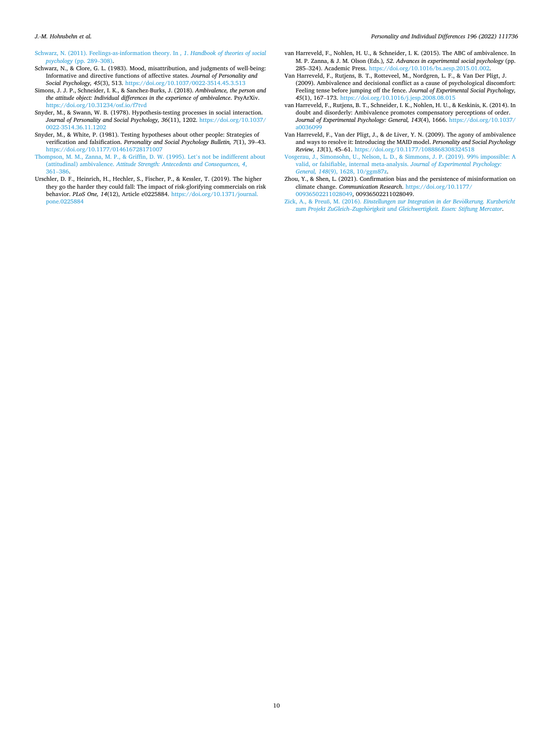Schwarz, N. (2011). Feelings-as-information theory. In , *1. Handbook of theories of social psychology* (pp. 289–308).

Schwarz, N., & Clore, G. L. (1983). Mood, misattribution, and judgments of well-being: Informative and directive functions of affective states. *Journal of Personality and Social Psychology, 45*(3), 513. https://doi.org/10.1037/0022-3514.45.3.513

Simons, J. J. P., Schneider, I. K., & Sanchez-Burks, J. (2018). *Ambivalence, the person and the attitude object: Individual differences in the experience of ambivalence*. PsyArXiv. https://doi.org/10.31234/osf.io/f7tvd

Snyder, M., & Swann, W. B. (1978). Hypothesis-testing processes in social interaction. *Journal of Personality and Social Psychology, 36*(11), 1202. https://doi.org/10.1037/0022-3514.36.11.1202

Snyder, M., & White, P. (1981). Testing hypotheses about other people: Strategies of verification and falsification. *Personality and Social Psychology Bulletin, 7*(1), 39–43. https://doi.org/10.1177/014616728171007

Thompson, M. M., Zanna, M. P., & Griffin, D. W. (1995). Let's not be indifferent about (attitudinal) ambivalence. *Attitude Strength: Antecedents and Consequences, 4*, 361–386.

Urschler, D. F., Heinrich, H., Hechler, S., Fischer, P., & Kessler, T. (2019). The higher they go the harder they could fall: The impact of risk-glorifying commercials on risk behavior. *PLoS One, 14*(12), Article e0225884. https://doi.org/10.1371/journal.pone.0225884

van Harreveld, F., Nohlen, H. U., & Schneider, I. K. (2015). The ABC of ambivalence. In M. P. Zanna, & J. M. Olson (Eds.), *52. Advances in experimental social psychology* (pp. 285–324). Academic Press. https://doi.org/10.1016/bs.aesp.2015.01.002.

Van Harreveld, F., Rutjens, B. T., Rotteveel, M., Nordgren, L. F., & Van Der Pligt, J. (2009). Ambivalence and decisional conflict as a cause of psychological discomfort: Feeling tense before jumping off the fence. *Journal of Experimental Social Psychology, 45*(1), 167–173. https://doi.org/10.1016/j.jesp.2008.08.015

van Harreveld, F., Rutjens, B. T., Schneider, I. K., Nohlen, H. U., & Keskinis, K. (2014). In doubt and disorderly: Ambivalence promotes compensatory perceptions of order. *Journal of Experimental Psychology: General, 143*(4), 1666. https://doi.org/10.1037/a0036099

Van Harreveld, F., Van der Pligt, J., & de Liver, Y. N. (2009). The agony of ambivalence and ways to resolve it: Introducing the MAID model. *Personality and Social Psychology Review, 13*(1), 45–61. https://doi.org/10.1177/1088868308324518

Vosgerau, J., Simonsohn, U., Nelson, L. D., & Simmons, J. P. (2019). 99% impossible: A valid, or falsifiable, internal meta-analysis. *Journal of Experimental Psychology: General, 148*(9), 1628, 10/ggm87z.

Zhou, Y., & Shen, L. (2021). Confirmation bias and the persistence of misinformation on climate change. *Communication Research*. https://doi.org/10.1177/00936502211028049, 00936502211028049.

Zick, A., & Preuß, M. (2016). *Einstellungen zur Integration in der Bevölkerung. Kurzbericht zum Projekt ZuGleich–Zugehörigkeit und Gleichwertigkeit. Essen: Stiftung Mercator*.